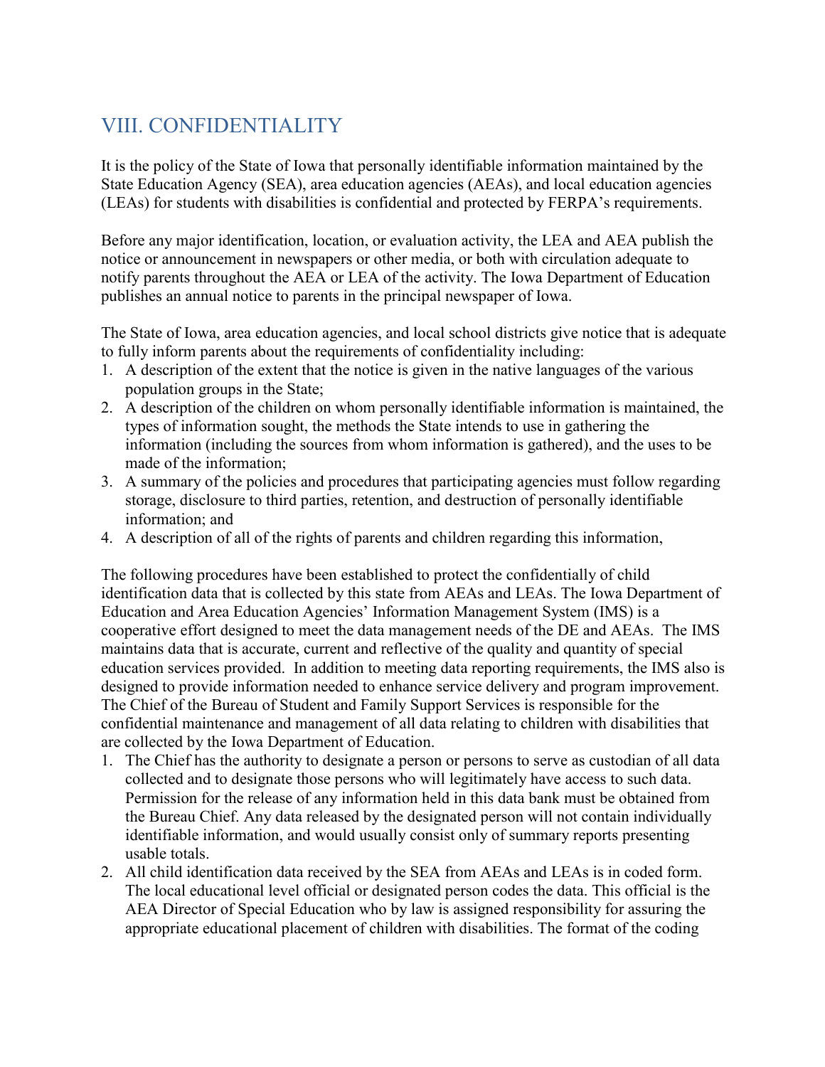## VIII. CONFIDENTIALITY

It is the policy of the State of Iowa that personally identifiable information maintained by the State Education Agency (SEA), area education agencies (AEAs), and local education agencies (LEAs) for students with disabilities is confidential and protected by FERPA's requirements.

Before any major identification, location, or evaluation activity, the LEA and AEA publish the notice or announcement in newspapers or other media, or both with circulation adequate to notify parents throughout the AEA or LEA of the activity. The Iowa Department of Education publishes an annual notice to parents in the principal newspaper of Iowa.

The State of Iowa, area education agencies, and local school districts give notice that is adequate to fully inform parents about the requirements of confidentiality including:

1. A description of the extent that the notice is given in the native languages of the various population groups in the State;
2. A description of the children on whom personally identifiable information is maintained, the types of information sought, the methods the State intends to use in gathering the information (including the sources from whom information is gathered), and the uses to be made of the information;
3. A summary of the policies and procedures that participating agencies must follow regarding storage, disclosure to third parties, retention, and destruction of personally identifiable information; and
4. A description of all of the rights of parents and children regarding this information,

The following procedures have been established to protect the confidentially of child identification data that is collected by this state from AEAs and LEAs. The Iowa Department of Education and Area Education Agencies' Information Management System (IMS) is a cooperative effort designed to meet the data management needs of the DE and AEAs. The IMS maintains data that is accurate, current and reflective of the quality and quantity of special education services provided. In addition to meeting data reporting requirements, the IMS also is designed to provide information needed to enhance service delivery and program improvement. The Chief of the Bureau of Student and Family Support Services is responsible for the confidential maintenance and management of all data relating to children with disabilities that are collected by the Iowa Department of Education.

1. The Chief has the authority to designate a person or persons to serve as custodian of all data collected and to designate those persons who will legitimately have access to such data. Permission for the release of any information held in this data bank must be obtained from the Bureau Chief. Any data released by the designated person will not contain individually identifiable information, and would usually consist only of summary reports presenting usable totals.
2. All child identification data received by the SEA from AEAs and LEAs is in coded form. The local educational level official or designated person codes the data. This official is the AEA Director of Special Education who by law is assigned responsibility for assuring the appropriate educational placement of children with disabilities. The format of the coding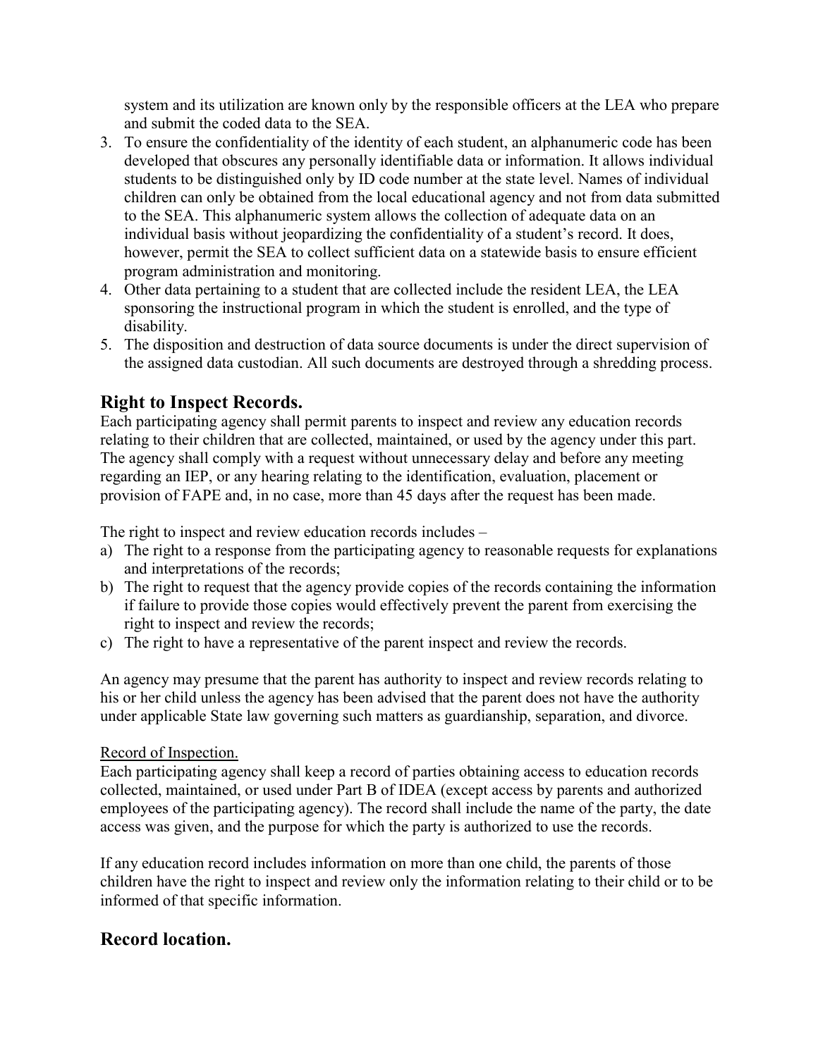system and its utilization are known only by the responsible officers at the LEA who prepare and submit the coded data to the SEA.

3. To ensure the confidentiality of the identity of each student, an alphanumeric code has been developed that obscures any personally identifiable data or information. It allows individual students to be distinguished only by ID code number at the state level. Names of individual children can only be obtained from the local educational agency and not from data submitted to the SEA. This alphanumeric system allows the collection of adequate data on an individual basis without jeopardizing the confidentiality of a student's record. It does, however, permit the SEA to collect sufficient data on a statewide basis to ensure efficient program administration and monitoring.
4. Other data pertaining to a student that are collected include the resident LEA, the LEA sponsoring the instructional program in which the student is enrolled, and the type of disability.
5. The disposition and destruction of data source documents is under the direct supervision of the assigned data custodian. All such documents are destroyed through a shredding process.

## Right to Inspect Records.

Each participating agency shall permit parents to inspect and review any education records relating to their children that are collected, maintained, or used by the agency under this part. The agency shall comply with a request without unnecessary delay and before any meeting regarding an IEP, or any hearing relating to the identification, evaluation, placement or provision of FAPE and, in no case, more than 45 days after the request has been made.

The right to inspect and review education records includes –

a) The right to a response from the participating agency to reasonable requests for explanations and interpretations of the records;
b) The right to request that the agency provide copies of the records containing the information if failure to provide those copies would effectively prevent the parent from exercising the right to inspect and review the records;
c) The right to have a representative of the parent inspect and review the records.

An agency may presume that the parent has authority to inspect and review records relating to his or her child unless the agency has been advised that the parent does not have the authority under applicable State law governing such matters as guardianship, separation, and divorce.

Record of Inspection.

Each participating agency shall keep a record of parties obtaining access to education records collected, maintained, or used under Part B of IDEA (except access by parents and authorized employees of the participating agency). The record shall include the name of the party, the date access was given, and the purpose for which the party is authorized to use the records.

If any education record includes information on more than one child, the parents of those children have the right to inspect and review only the information relating to their child or to be informed of that specific information.

## Record location.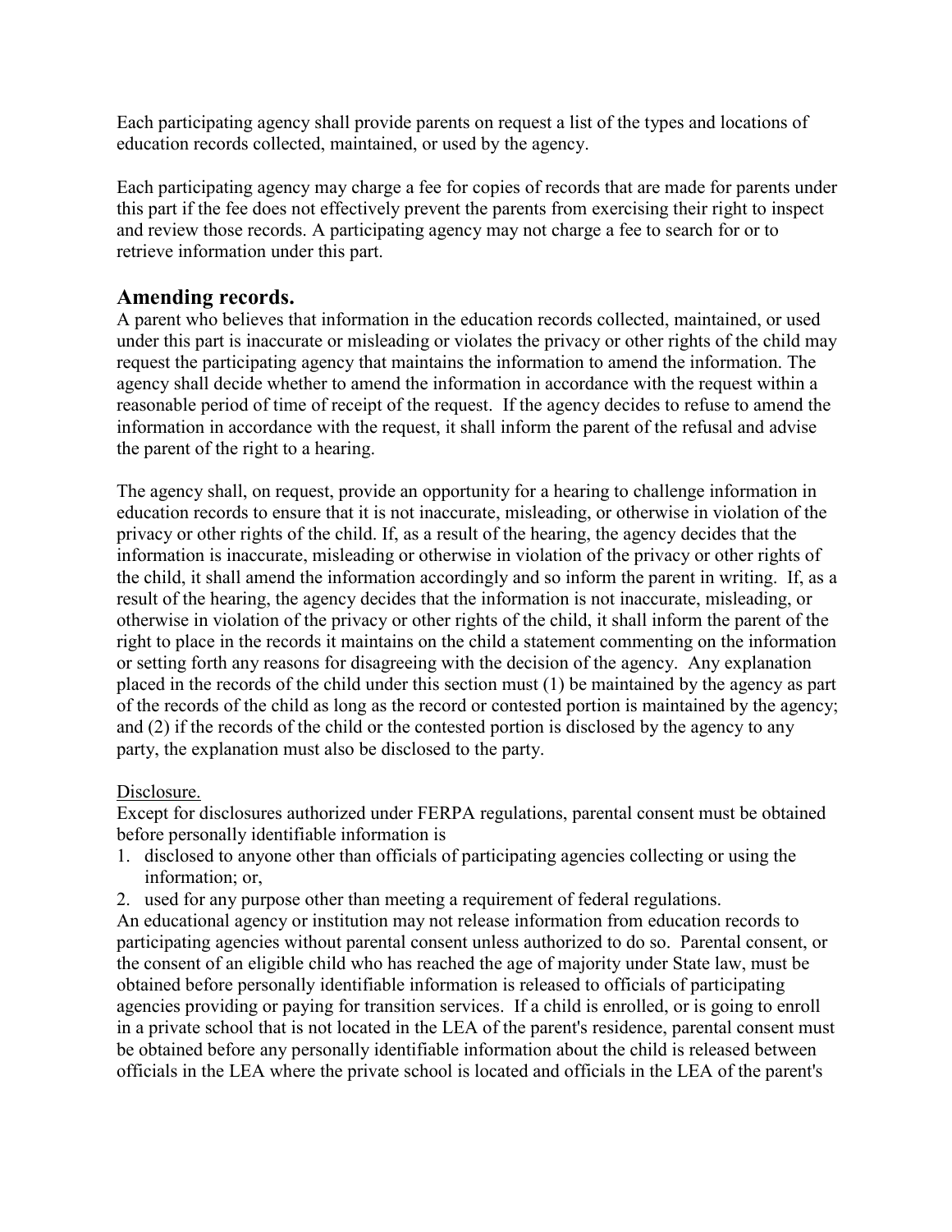Each participating agency shall provide parents on request a list of the types and locations of education records collected, maintained, or used by the agency.

Each participating agency may charge a fee for copies of records that are made for parents under this part if the fee does not effectively prevent the parents from exercising their right to inspect and review those records. A participating agency may not charge a fee to search for or to retrieve information under this part.

## Amending records.

A parent who believes that information in the education records collected, maintained, or used under this part is inaccurate or misleading or violates the privacy or other rights of the child may request the participating agency that maintains the information to amend the information. The agency shall decide whether to amend the information in accordance with the request within a reasonable period of time of receipt of the request. If the agency decides to refuse to amend the information in accordance with the request, it shall inform the parent of the refusal and advise the parent of the right to a hearing.

The agency shall, on request, provide an opportunity for a hearing to challenge information in education records to ensure that it is not inaccurate, misleading, or otherwise in violation of the privacy or other rights of the child. If, as a result of the hearing, the agency decides that the information is inaccurate, misleading or otherwise in violation of the privacy or other rights of the child, it shall amend the information accordingly and so inform the parent in writing. If, as a result of the hearing, the agency decides that the information is not inaccurate, misleading, or otherwise in violation of the privacy or other rights of the child, it shall inform the parent of the right to place in the records it maintains on the child a statement commenting on the information or setting forth any reasons for disagreeing with the decision of the agency. Any explanation placed in the records of the child under this section must (1) be maintained by the agency as part of the records of the child as long as the record or contested portion is maintained by the agency; and (2) if the records of the child or the contested portion is disclosed by the agency to any party, the explanation must also be disclosed to the party.

<u>Disclosure.</u>

Except for disclosures authorized under FERPA regulations, parental consent must be obtained before personally identifiable information is

1. disclosed to anyone other than officials of participating agencies collecting or using the information; or,
2. used for any purpose other than meeting a requirement of federal regulations.

An educational agency or institution may not release information from education records to participating agencies without parental consent unless authorized to do so. Parental consent, or the consent of an eligible child who has reached the age of majority under State law, must be obtained before personally identifiable information is released to officials of participating agencies providing or paying for transition services. If a child is enrolled, or is going to enroll in a private school that is not located in the LEA of the parent's residence, parental consent must be obtained before any personally identifiable information about the child is released between officials in the LEA where the private school is located and officials in the LEA of the parent's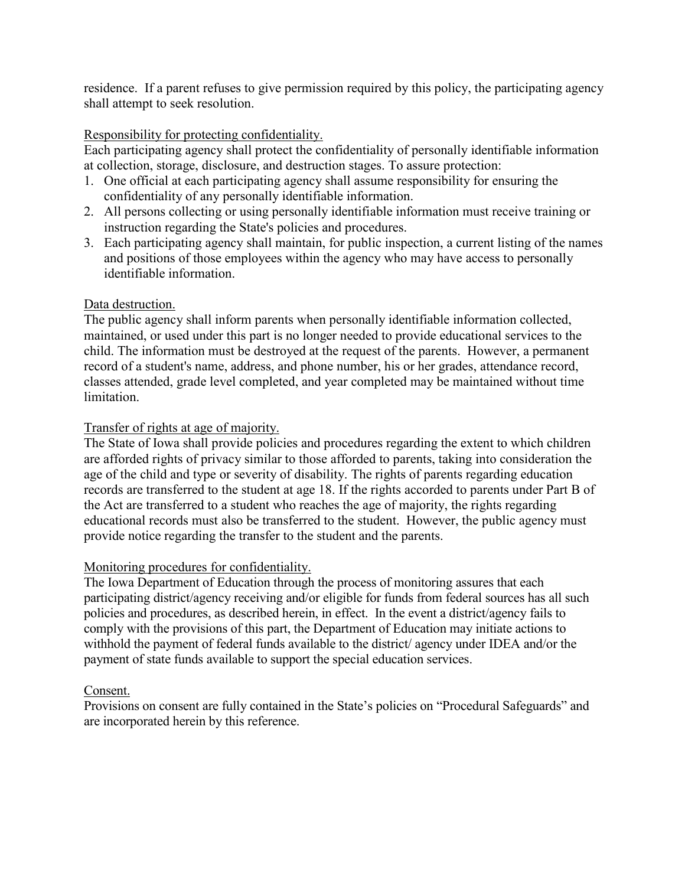residence. If a parent refuses to give permission required by this policy, the participating agency shall attempt to seek resolution.

Responsibility for protecting confidentiality.

Each participating agency shall protect the confidentiality of personally identifiable information at collection, storage, disclosure, and destruction stages. To assure protection:

1. One official at each participating agency shall assume responsibility for ensuring the confidentiality of any personally identifiable information.
2. All persons collecting or using personally identifiable information must receive training or instruction regarding the State's policies and procedures.
3. Each participating agency shall maintain, for public inspection, a current listing of the names and positions of those employees within the agency who may have access to personally identifiable information.

Data destruction.

The public agency shall inform parents when personally identifiable information collected, maintained, or used under this part is no longer needed to provide educational services to the child. The information must be destroyed at the request of the parents. However, a permanent record of a student's name, address, and phone number, his or her grades, attendance record, classes attended, grade level completed, and year completed may be maintained without time limitation.

Transfer of rights at age of majority.

The State of Iowa shall provide policies and procedures regarding the extent to which children are afforded rights of privacy similar to those afforded to parents, taking into consideration the age of the child and type or severity of disability. The rights of parents regarding education records are transferred to the student at age 18. If the rights accorded to parents under Part B of the Act are transferred to a student who reaches the age of majority, the rights regarding educational records must also be transferred to the student. However, the public agency must provide notice regarding the transfer to the student and the parents.

Monitoring procedures for confidentiality.

The Iowa Department of Education through the process of monitoring assures that each participating district/agency receiving and/or eligible for funds from federal sources has all such policies and procedures, as described herein, in effect. In the event a district/agency fails to comply with the provisions of this part, the Department of Education may initiate actions to withhold the payment of federal funds available to the district/ agency under IDEA and/or the payment of state funds available to support the special education services.

Consent.

Provisions on consent are fully contained in the State's policies on "Procedural Safeguards" and are incorporated herein by this reference.